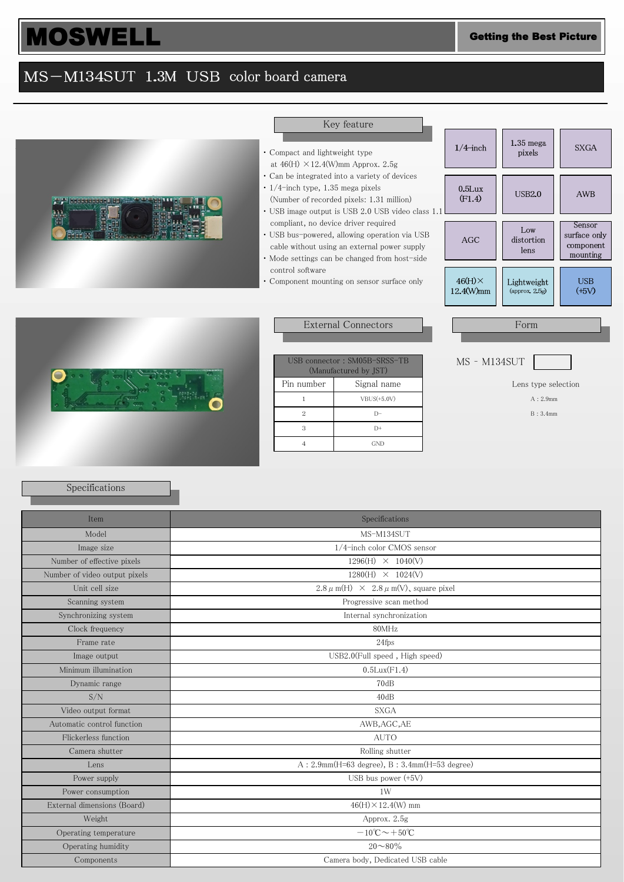# MOSWELL

**Getting the Best Picture**

## MS－M134SUT 1.3M USB color board camera

### Key feature

- Compact and lightweight type at 46(H) ×12.4(W)mm Approx. 2.5g
- Can be integrated into a variety of devices
- 1/4-inch type, 1.35 mega pixels (Number of recorded pixels: 1.31 million)
- USB image output is USB 2.0 USB video class 1.1 compliant, no device driver required
- USB bus-powered, allowing operation via USB cable without using an external power supply
- Mode settings can be changed from host-side control software
- Component mounting on sensor surface only

| | | |
|---|---|---|
| 1/4-inch | 1.35 mega pixels | SXGA |
| 0.5Lux (F1.4) | USB2.0 | AWB |
| AGC | Low distortion lens | Sensor surface only component mounting |
| 46(H)× 12.4(W)mm | Lightweight (approx. 2.5g) | USB (+5V) |

### External Connectors

| USB connector : SM05B-SRSS-TB (Manufactured by JST) | |
|---|---|
| Pin number | Signal name |
| 1 | VBUS(+5.0V) |
| 2 | D- |
| 3 | D+ |
| 4 | GND |

### Form

MS - M134SUT [ ]

Lens type selection

A : 2.9mm

B : 3.4mm

### Specifications

| Item | Specifications |
|---|---|
| Model | MS-M134SUT |
| Image size | 1/4-inch color CMOS sensor |
| Number of effective pixels | 1296(H) × 1040(V) |
| Number of video output pixels | 1280(H) × 1024(V) |
| Unit cell size | 2.8 μ m(H) × 2.8 μ m(V)、square pixel |
| Scanning system | Progressive scan method |
| Synchronizing system | Internal synchronization |
| Clock frequency | 80MHz |
| Frame rate | 24fps |
| Image output | USB2.0(Full speed , High speed) |
| Minimum illumination | 0.5Lux(F1.4) |
| Dynamic range | 70dB |
| S/N | 40dB |
| Video output format | SXGA |
| Automatic control function | AWB,AGC,AE |
| Flickerless function | AUTO |
| Camera shutter | Rolling shutter |
| Lens | A : 2.9mm(H=63 degree), B : 3.4mm(H=53 degree) |
| Power supply | USB bus power (+5V) |
| Power consumption | 1W |
| External dimensions (Board) | 46(H)×12.4(W) mm |
| Weight | Approx. 2.5g |
| Operating temperature | −10℃～＋50℃ |
| Operating humidity | 20～80% |
| Components | Camera body, Dedicated USB cable |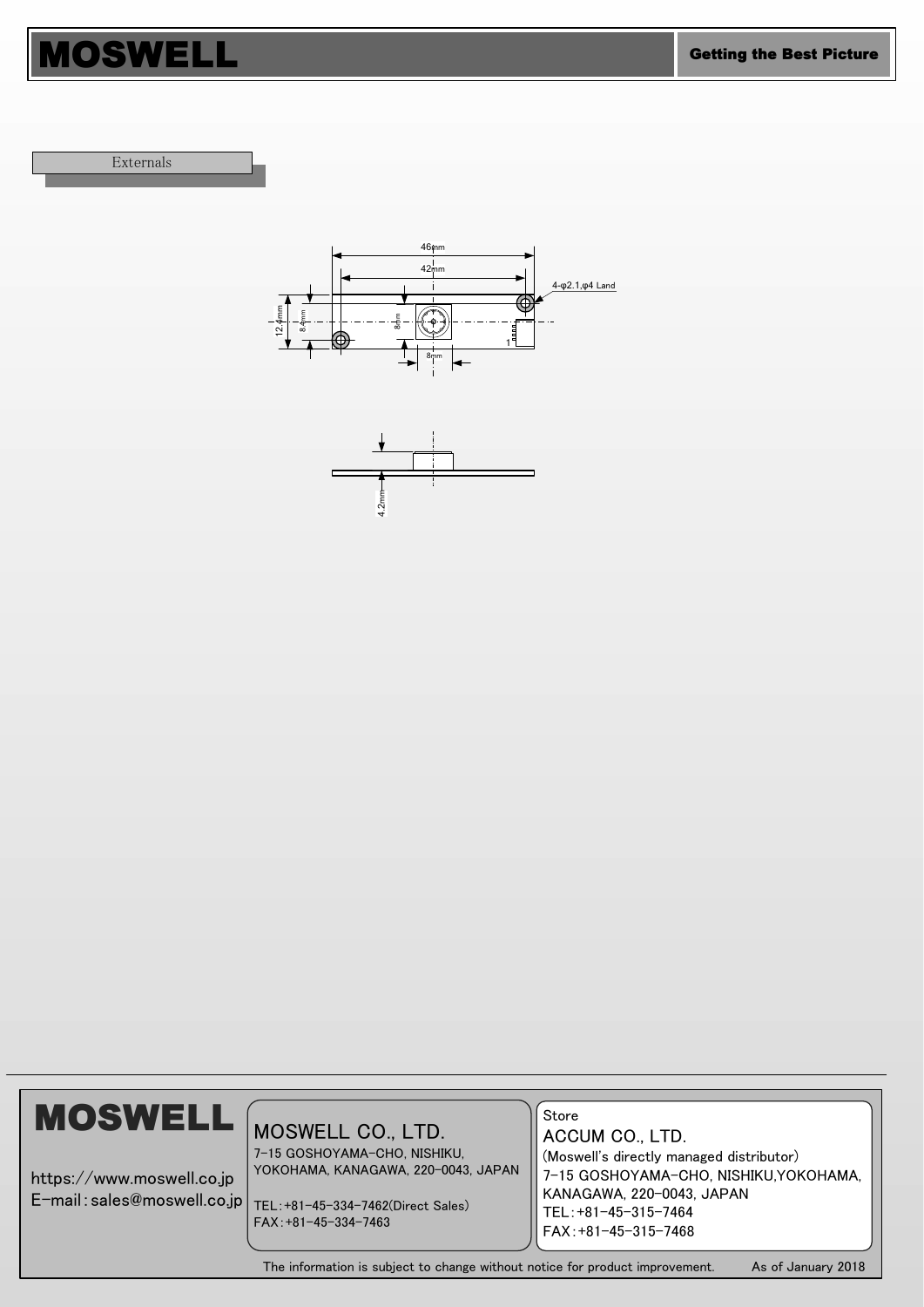Externals

46mm
42mm
4-φ2.1,φ4 Land
12.4mm
8.4mm
8mm
8mm
1
4.2mm

MOSWELL

https://www.moswell.co.jp
E-mail：sales@moswell.co.jp

MOSWELL CO., LTD.
7-15 GOSHOYAMA-CHO, NISHIKU,
YOKOHAMA, KANAGAWA, 220-0043, JAPAN

TEL：+81-45-334-7462(Direct Sales)
FAX：+81-45-334-7463

Store
ACCUM CO., LTD.
(Moswell's directly managed distributor)
7-15 GOSHOYAMA-CHO, NISHIKU,YOKOHAMA,
KANAGAWA, 220-0043, JAPAN
TEL：+81-45-315-7464
FAX：+81-45-315-7468

The information is subject to change without notice for product improvement. As of January 2018